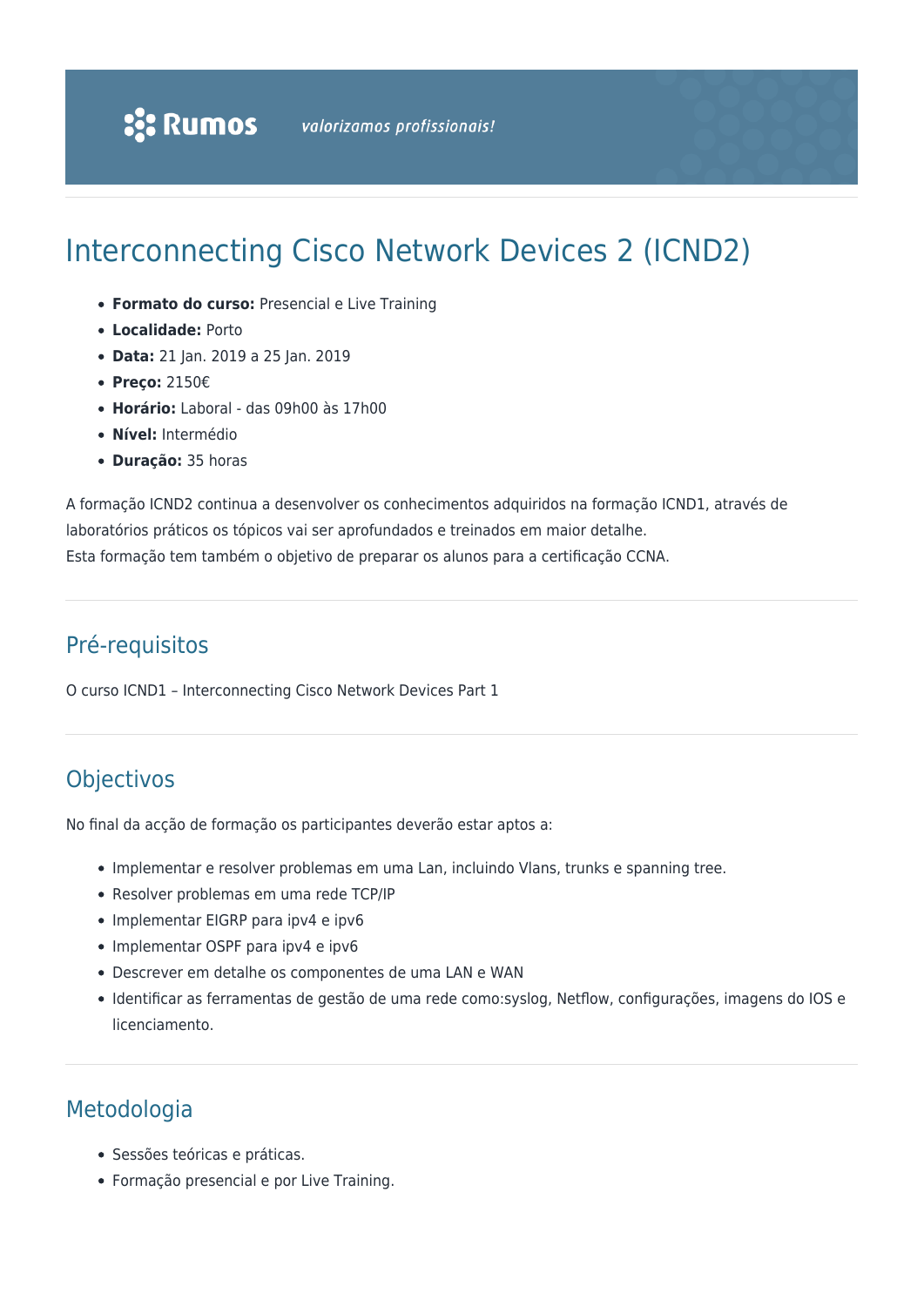# Interconnecting Cisco Network Devices 2 (ICND2)

- **Formato do curso:** Presencial e Live Training
- **Localidade:** Porto
- **Data:** 21 Jan. 2019 a 25 Jan. 2019
- **Preço:** 2150€
- **Horário:** Laboral - das 09h00 às 17h00
- **Nível:** Intermédio
- **Duração:** 35 horas

A formação ICND2 continua a desenvolver os conhecimentos adquiridos na formação ICND1, através de laboratórios práticos os tópicos vai ser aprofundados e treinados em maior detalhe.
Esta formação tem também o objetivo de preparar os alunos para a certificação CCNA.

## Pré-requisitos

O curso ICND1 – Interconnecting Cisco Network Devices Part 1

## Objectivos

No final da acção de formação os participantes deverão estar aptos a:

- Implementar e resolver problemas em uma Lan, incluindo Vlans, trunks e spanning tree.
- Resolver problemas em uma rede TCP/IP
- Implementar EIGRP para ipv4 e ipv6
- Implementar OSPF para ipv4 e ipv6
- Descrever em detalhe os componentes de uma LAN e WAN
- Identificar as ferramentas de gestão de uma rede como:syslog, Netflow, configurações, imagens do IOS e licenciamento.

## Metodologia

- Sessões teóricas e práticas.
- Formação presencial e por Live Training.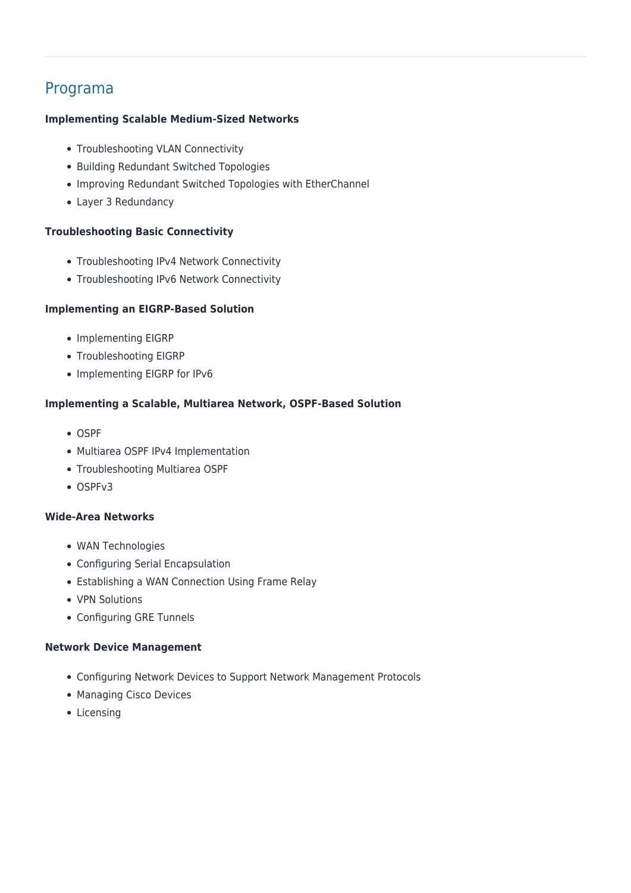## Programa

**Implementing Scalable Medium-Sized Networks**

- Troubleshooting VLAN Connectivity
- Building Redundant Switched Topologies
- Improving Redundant Switched Topologies with EtherChannel
- Layer 3 Redundancy

**Troubleshooting Basic Connectivity**

- Troubleshooting IPv4 Network Connectivity
- Troubleshooting IPv6 Network Connectivity

**Implementing an EIGRP-Based Solution**

- Implementing EIGRP
- Troubleshooting EIGRP
- Implementing EIGRP for IPv6

**Implementing a Scalable, Multiarea Network, OSPF-Based Solution**

- OSPF
- Multiarea OSPF IPv4 Implementation
- Troubleshooting Multiarea OSPF
- OSPFv3

**Wide-Area Networks**

- WAN Technologies
- Configuring Serial Encapsulation
- Establishing a WAN Connection Using Frame Relay
- VPN Solutions
- Configuring GRE Tunnels

**Network Device Management**

- Configuring Network Devices to Support Network Management Protocols
- Managing Cisco Devices
- Licensing